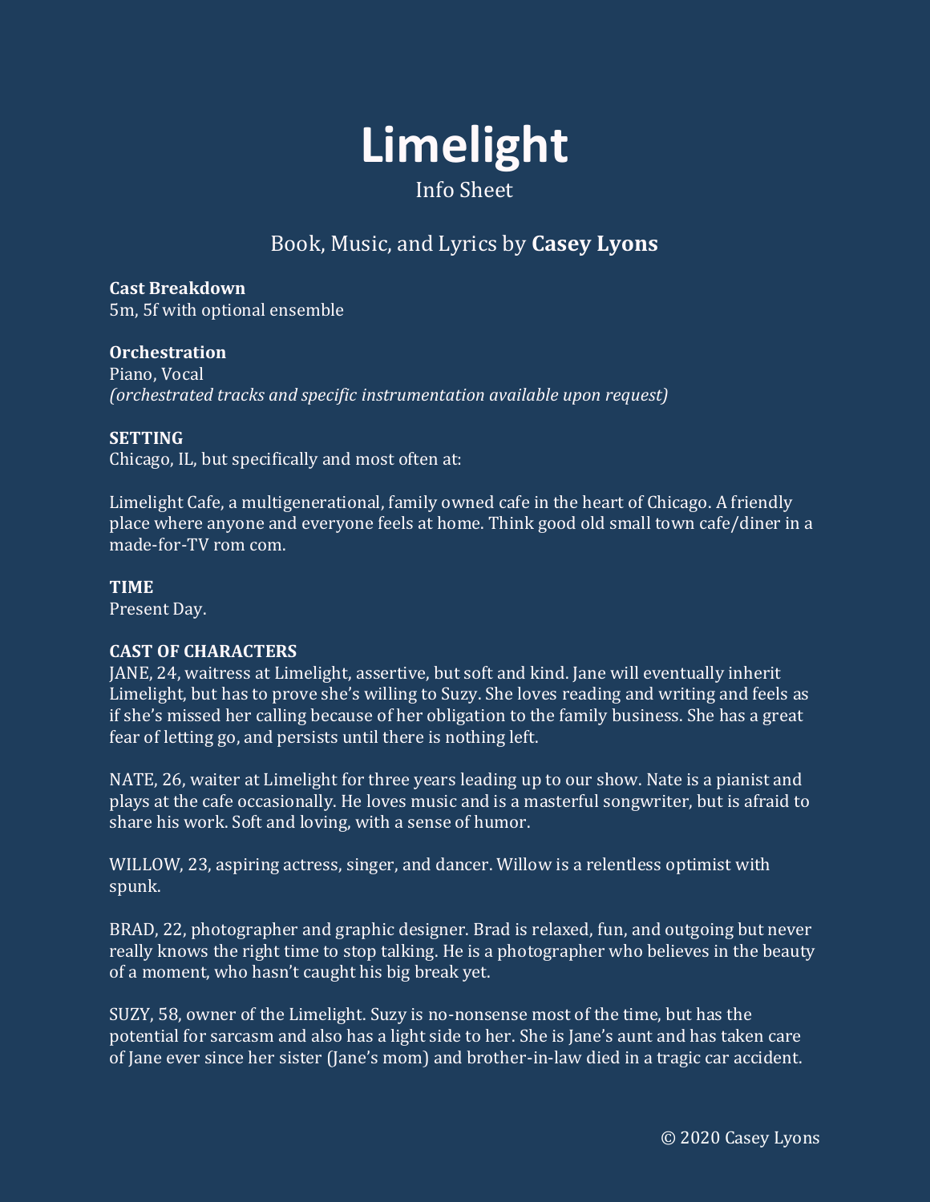# Limelight

Info Sheet

Book, Music, and Lyrics by **Casey Lyons**

**Cast Breakdown**
5m, 5f with optional ensemble

**Orchestration**
Piano, Vocal
*(orchestrated tracks and specific instrumentation available upon request)*

**SETTING**
Chicago, IL, but specifically and most often at:

Limelight Cafe, a multigenerational, family owned cafe in the heart of Chicago. A friendly place where anyone and everyone feels at home. Think good old small town cafe/diner in a made-for-TV rom com.

**TIME**
Present Day.

**CAST OF CHARACTERS**

JANE, 24, waitress at Limelight, assertive, but soft and kind. Jane will eventually inherit Limelight, but has to prove she's willing to Suzy. She loves reading and writing and feels as if she's missed her calling because of her obligation to the family business. She has a great fear of letting go, and persists until there is nothing left.

NATE, 26, waiter at Limelight for three years leading up to our show. Nate is a pianist and plays at the cafe occasionally. He loves music and is a masterful songwriter, but is afraid to share his work. Soft and loving, with a sense of humor.

WILLOW, 23, aspiring actress, singer, and dancer. Willow is a relentless optimist with spunk.

BRAD, 22, photographer and graphic designer. Brad is relaxed, fun, and outgoing but never really knows the right time to stop talking. He is a photographer who believes in the beauty of a moment, who hasn't caught his big break yet.

SUZY, 58, owner of the Limelight. Suzy is no-nonsense most of the time, but has the potential for sarcasm and also has a light side to her. She is Jane's aunt and has taken care of Jane ever since her sister (Jane's mom) and brother-in-law died in a tragic car accident.

© 2020 Casey Lyons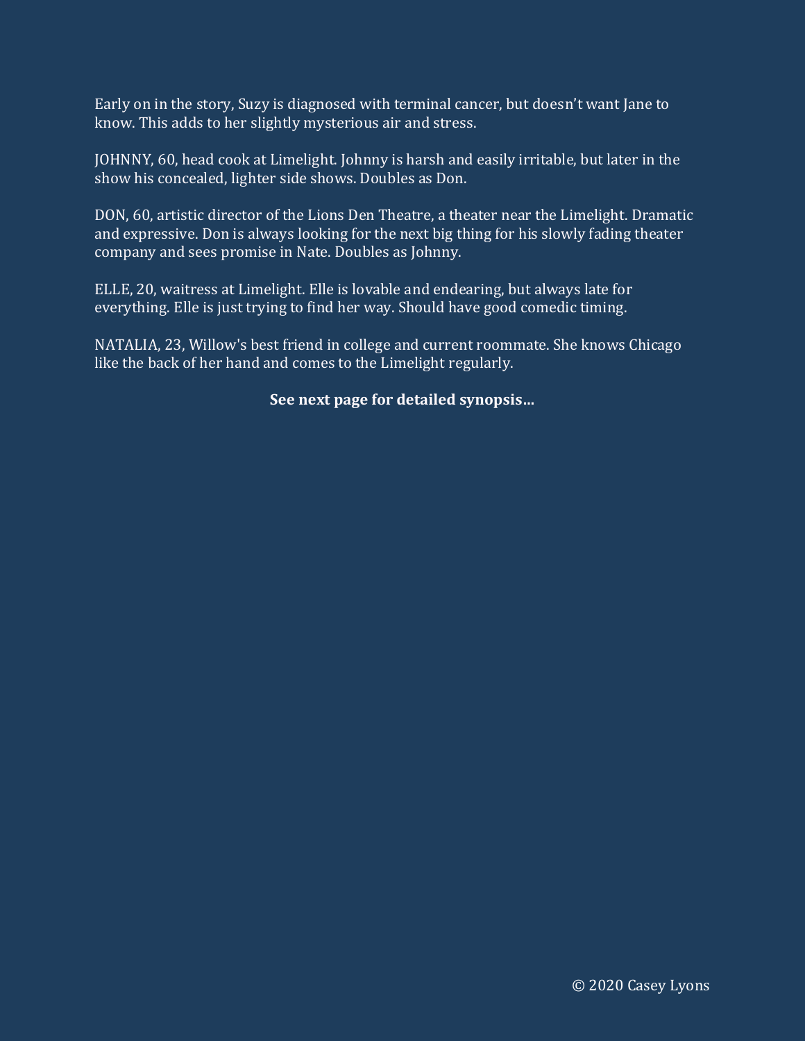Early on in the story, Suzy is diagnosed with terminal cancer, but doesn't want Jane to know. This adds to her slightly mysterious air and stress.

JOHNNY, 60, head cook at Limelight. Johnny is harsh and easily irritable, but later in the show his concealed, lighter side shows. Doubles as Don.

DON, 60, artistic director of the Lions Den Theatre, a theater near the Limelight. Dramatic and expressive. Don is always looking for the next big thing for his slowly fading theater company and sees promise in Nate. Doubles as Johnny.

ELLE, 20, waitress at Limelight. Elle is lovable and endearing, but always late for everything. Elle is just trying to find her way. Should have good comedic timing.

NATALIA, 23, Willow's best friend in college and current roommate. She knows Chicago like the back of her hand and comes to the Limelight regularly.

**See next page for detailed synopsis…**

© 2020 Casey Lyons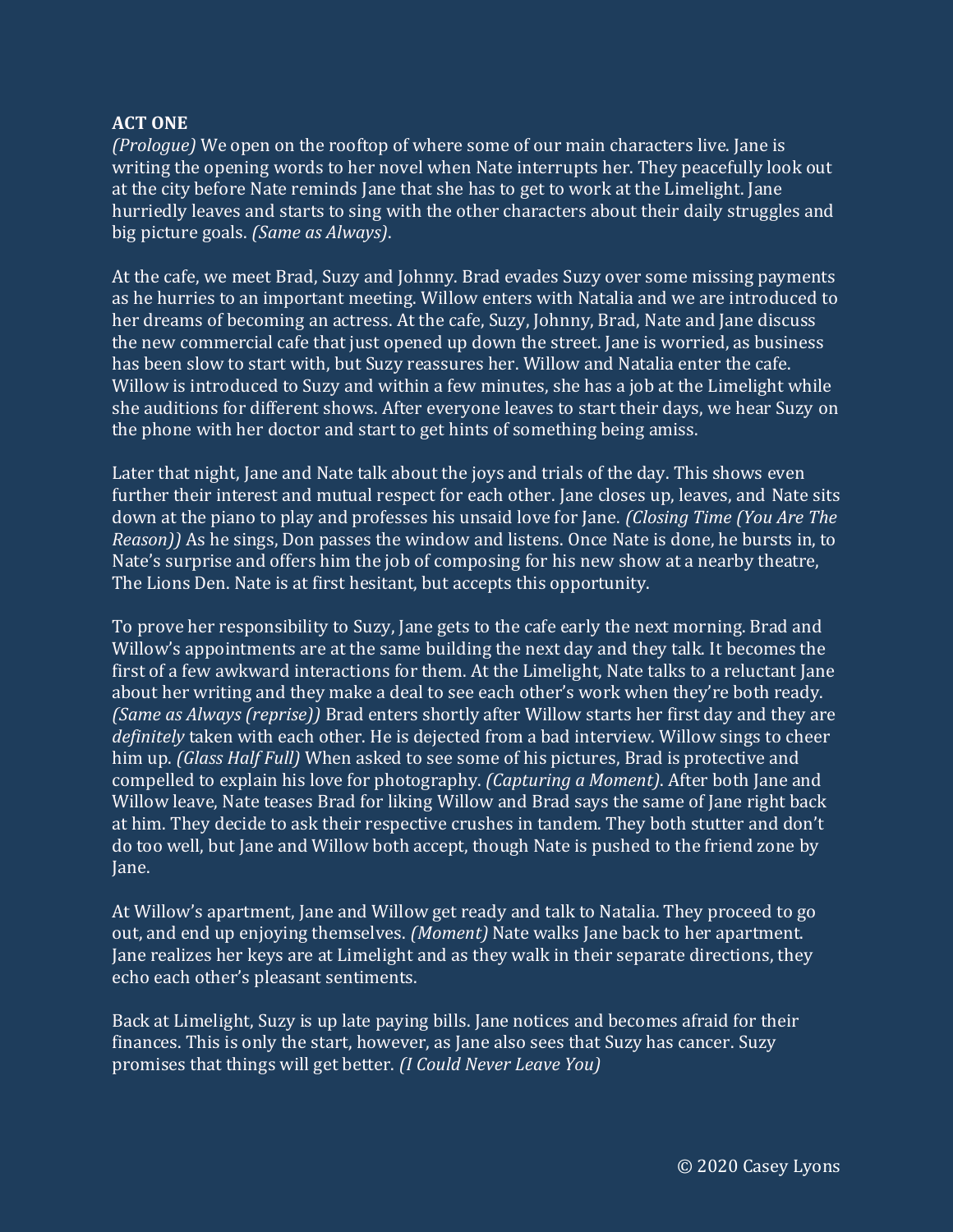**ACT ONE**

*(Prologue)* We open on the rooftop of where some of our main characters live. Jane is writing the opening words to her novel when Nate interrupts her. They peacefully look out at the city before Nate reminds Jane that she has to get to work at the Limelight. Jane hurriedly leaves and starts to sing with the other characters about their daily struggles and big picture goals. *(Same as Always)*.

At the cafe, we meet Brad, Suzy and Johnny. Brad evades Suzy over some missing payments as he hurries to an important meeting. Willow enters with Natalia and we are introduced to her dreams of becoming an actress. At the cafe, Suzy, Johnny, Brad, Nate and Jane discuss the new commercial cafe that just opened up down the street. Jane is worried, as business has been slow to start with, but Suzy reassures her. Willow and Natalia enter the cafe. Willow is introduced to Suzy and within a few minutes, she has a job at the Limelight while she auditions for different shows. After everyone leaves to start their days, we hear Suzy on the phone with her doctor and start to get hints of something being amiss.

Later that night, Jane and Nate talk about the joys and trials of the day. This shows even further their interest and mutual respect for each other. Jane closes up, leaves, and Nate sits down at the piano to play and professes his unsaid love for Jane. *(Closing Time (You Are The Reason))* As he sings, Don passes the window and listens. Once Nate is done, he bursts in, to Nate's surprise and offers him the job of composing for his new show at a nearby theatre, The Lions Den. Nate is at first hesitant, but accepts this opportunity.

To prove her responsibility to Suzy, Jane gets to the cafe early the next morning. Brad and Willow's appointments are at the same building the next day and they talk. It becomes the first of a few awkward interactions for them. At the Limelight, Nate talks to a reluctant Jane about her writing and they make a deal to see each other's work when they're both ready. *(Same as Always (reprise))* Brad enters shortly after Willow starts her first day and they are *definitely* taken with each other. He is dejected from a bad interview. Willow sings to cheer him up. *(Glass Half Full)* When asked to see some of his pictures, Brad is protective and compelled to explain his love for photography. *(Capturing a Moment)*. After both Jane and Willow leave, Nate teases Brad for liking Willow and Brad says the same of Jane right back at him. They decide to ask their respective crushes in tandem. They both stutter and don't do too well, but Jane and Willow both accept, though Nate is pushed to the friend zone by Jane.

At Willow's apartment, Jane and Willow get ready and talk to Natalia. They proceed to go out, and end up enjoying themselves. *(Moment)* Nate walks Jane back to her apartment. Jane realizes her keys are at Limelight and as they walk in their separate directions, they echo each other's pleasant sentiments.

Back at Limelight, Suzy is up late paying bills. Jane notices and becomes afraid for their finances. This is only the start, however, as Jane also sees that Suzy has cancer. Suzy promises that things will get better. *(I Could Never Leave You)*

© 2020 Casey Lyons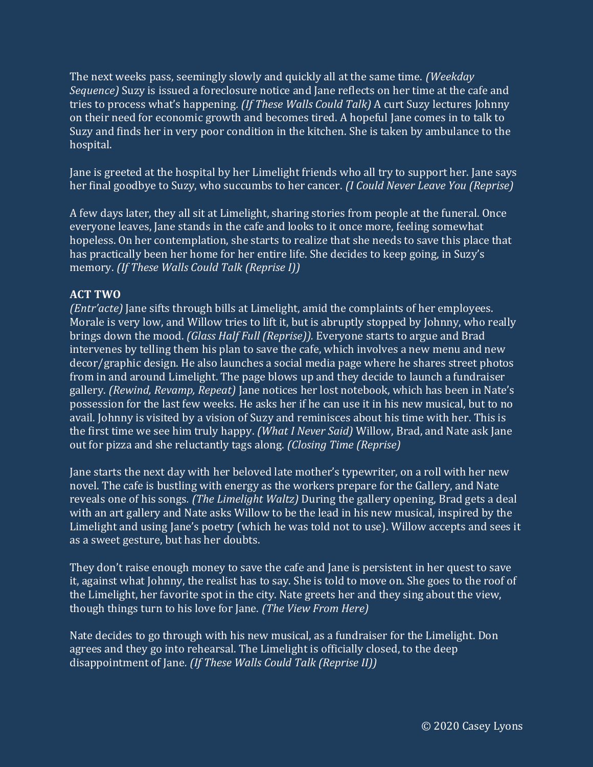The next weeks pass, seemingly slowly and quickly all at the same time. *(Weekday Sequence)* Suzy is issued a foreclosure notice and Jane reflects on her time at the cafe and tries to process what's happening. *(If These Walls Could Talk)* A curt Suzy lectures Johnny on their need for economic growth and becomes tired. A hopeful Jane comes in to talk to Suzy and finds her in very poor condition in the kitchen. She is taken by ambulance to the hospital.

Jane is greeted at the hospital by her Limelight friends who all try to support her. Jane says her final goodbye to Suzy, who succumbs to her cancer. *(I Could Never Leave You (Reprise)*

A few days later, they all sit at Limelight, sharing stories from people at the funeral. Once everyone leaves, Jane stands in the cafe and looks to it once more, feeling somewhat hopeless. On her contemplation, she starts to realize that she needs to save this place that has practically been her home for her entire life. She decides to keep going, in Suzy's memory. *(If These Walls Could Talk (Reprise I))*

**ACT TWO**

*(Entr'acte)* Jane sifts through bills at Limelight, amid the complaints of her employees. Morale is very low, and Willow tries to lift it, but is abruptly stopped by Johnny, who really brings down the mood. *(Glass Half Full (Reprise)).* Everyone starts to argue and Brad intervenes by telling them his plan to save the cafe, which involves a new menu and new decor/graphic design. He also launches a social media page where he shares street photos from in and around Limelight. The page blows up and they decide to launch a fundraiser gallery. *(Rewind, Revamp, Repeat)* Jane notices her lost notebook, which has been in Nate's possession for the last few weeks. He asks her if he can use it in his new musical, but to no avail. Johnny is visited by a vision of Suzy and reminisces about his time with her. This is the first time we see him truly happy. *(What I Never Said)* Willow, Brad, and Nate ask Jane out for pizza and she reluctantly tags along. *(Closing Time (Reprise)*

Jane starts the next day with her beloved late mother's typewriter, on a roll with her new novel. The cafe is bustling with energy as the workers prepare for the Gallery, and Nate reveals one of his songs. *(The Limelight Waltz)* During the gallery opening, Brad gets a deal with an art gallery and Nate asks Willow to be the lead in his new musical, inspired by the Limelight and using Jane's poetry (which he was told not to use). Willow accepts and sees it as a sweet gesture, but has her doubts.

They don't raise enough money to save the cafe and Jane is persistent in her quest to save it, against what Johnny, the realist has to say. She is told to move on. She goes to the roof of the Limelight, her favorite spot in the city. Nate greets her and they sing about the view, though things turn to his love for Jane. *(The View From Here)*

Nate decides to go through with his new musical, as a fundraiser for the Limelight. Don agrees and they go into rehearsal. The Limelight is officially closed, to the deep disappointment of Jane. *(If These Walls Could Talk (Reprise II))*

© 2020 Casey Lyons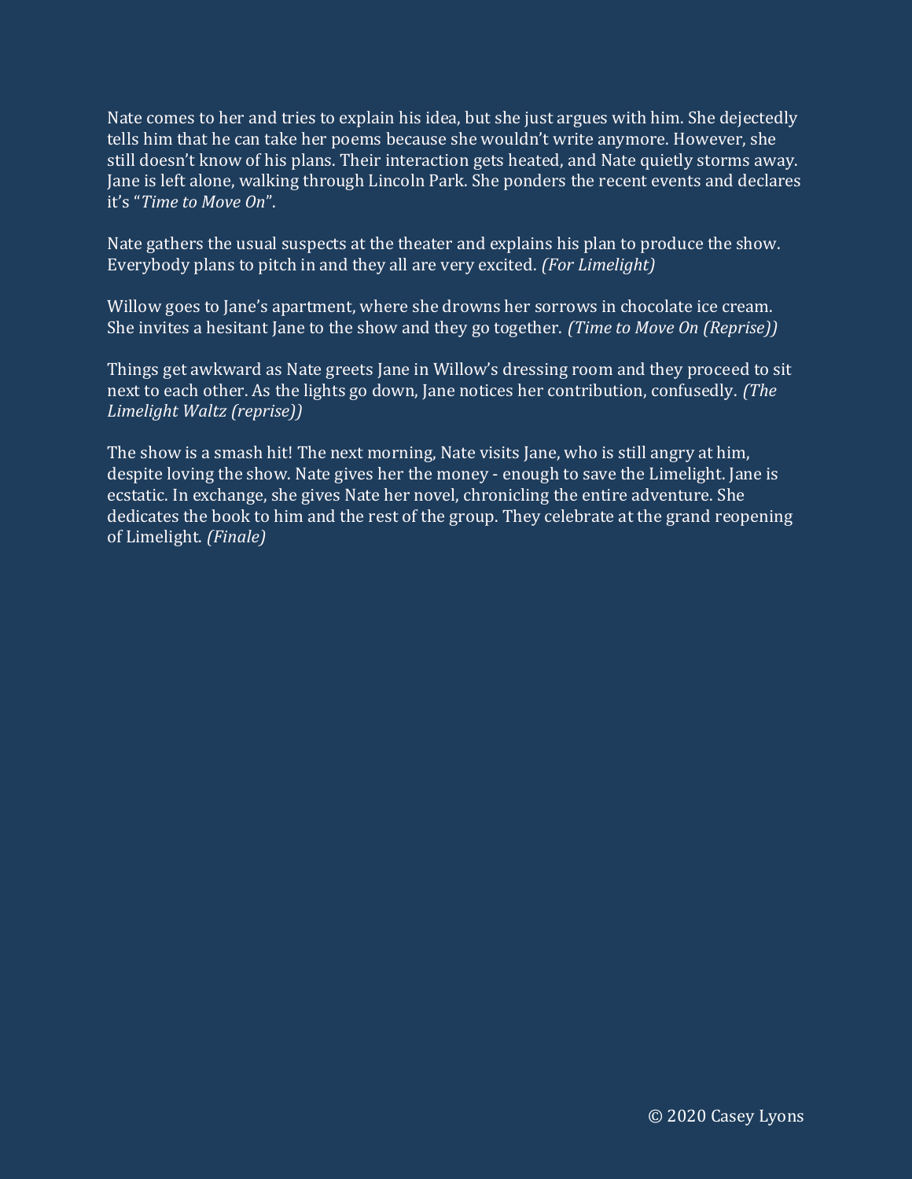Nate comes to her and tries to explain his idea, but she just argues with him. She dejectedly tells him that he can take her poems because she wouldn't write anymore. However, she still doesn't know of his plans. Their interaction gets heated, and Nate quietly storms away. Jane is left alone, walking through Lincoln Park. She ponders the recent events and declares it's "*Time to Move On*".

Nate gathers the usual suspects at the theater and explains his plan to produce the show. Everybody plans to pitch in and they all are very excited. *(For Limelight)*

Willow goes to Jane's apartment, where she drowns her sorrows in chocolate ice cream. She invites a hesitant Jane to the show and they go together. *(Time to Move On (Reprise))*

Things get awkward as Nate greets Jane in Willow's dressing room and they proceed to sit next to each other. As the lights go down, Jane notices her contribution, confusedly. *(The Limelight Waltz (reprise))*

The show is a smash hit! The next morning, Nate visits Jane, who is still angry at him, despite loving the show. Nate gives her the money - enough to save the Limelight. Jane is ecstatic. In exchange, she gives Nate her novel, chronicling the entire adventure. She dedicates the book to him and the rest of the group. They celebrate at the grand reopening of Limelight. *(Finale)*

© 2020 Casey Lyons